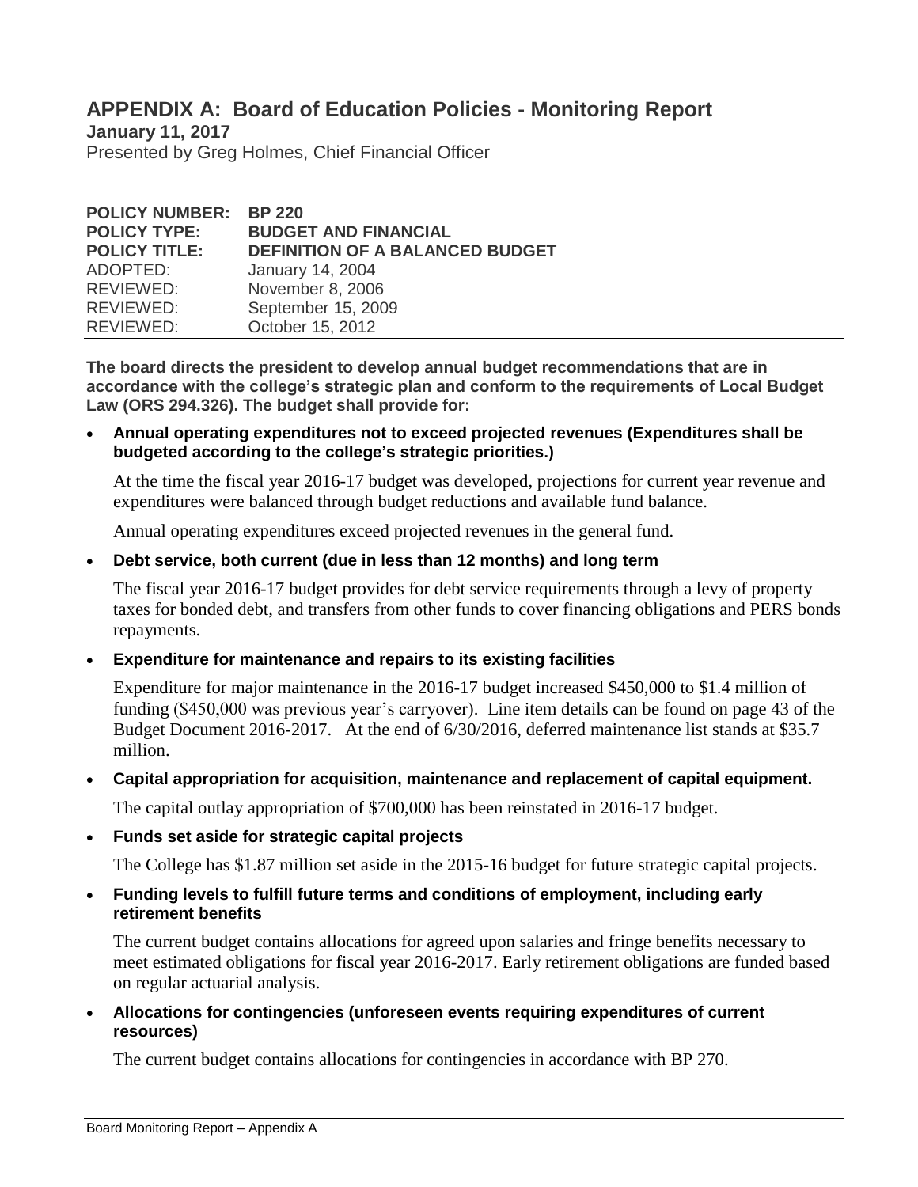# APPENDIX A: Board of Education Policies - Monitoring Report

**January 11, 2017**

Presented by Greg Holmes, Chief Financial Officer

**POLICY NUMBER:** **BP 220**
**POLICY TYPE:** **BUDGET AND FINANCIAL**
**POLICY TITLE:** **DEFINITION OF A BALANCED BUDGET**
ADOPTED: January 14, 2004
REVIEWED: November 8, 2006
REVIEWED: September 15, 2009
REVIEWED: October 15, 2012

---

**The board directs the president to develop annual budget recommendations that are in accordance with the college's strategic plan and conform to the requirements of Local Budget Law (ORS 294.326). The budget shall provide for:**

- **Annual operating expenditures not to exceed projected revenues (Expenditures shall be budgeted according to the college's strategic priorities.)**

  At the time the fiscal year 2016-17 budget was developed, projections for current year revenue and expenditures were balanced through budget reductions and available fund balance.

  Annual operating expenditures exceed projected revenues in the general fund.

- **Debt service, both current (due in less than 12 months) and long term**

  The fiscal year 2016-17 budget provides for debt service requirements through a levy of property taxes for bonded debt, and transfers from other funds to cover financing obligations and PERS bonds repayments.

- **Expenditure for maintenance and repairs to its existing facilities**

  Expenditure for major maintenance in the 2016-17 budget increased $450,000 to $1.4 million of funding ($450,000 was previous year's carryover). Line item details can be found on page 43 of the Budget Document 2016-2017. At the end of 6/30/2016, deferred maintenance list stands at $35.7 million.

- **Capital appropriation for acquisition, maintenance and replacement of capital equipment.**

  The capital outlay appropriation of $700,000 has been reinstated in 2016-17 budget.

- **Funds set aside for strategic capital projects**

  The College has $1.87 million set aside in the 2015-16 budget for future strategic capital projects.

- **Funding levels to fulfill future terms and conditions of employment, including early retirement benefits**

  The current budget contains allocations for agreed upon salaries and fringe benefits necessary to meet estimated obligations for fiscal year 2016-2017. Early retirement obligations are funded based on regular actuarial analysis.

- **Allocations for contingencies (unforeseen events requiring expenditures of current resources)**

  The current budget contains allocations for contingencies in accordance with BP 270.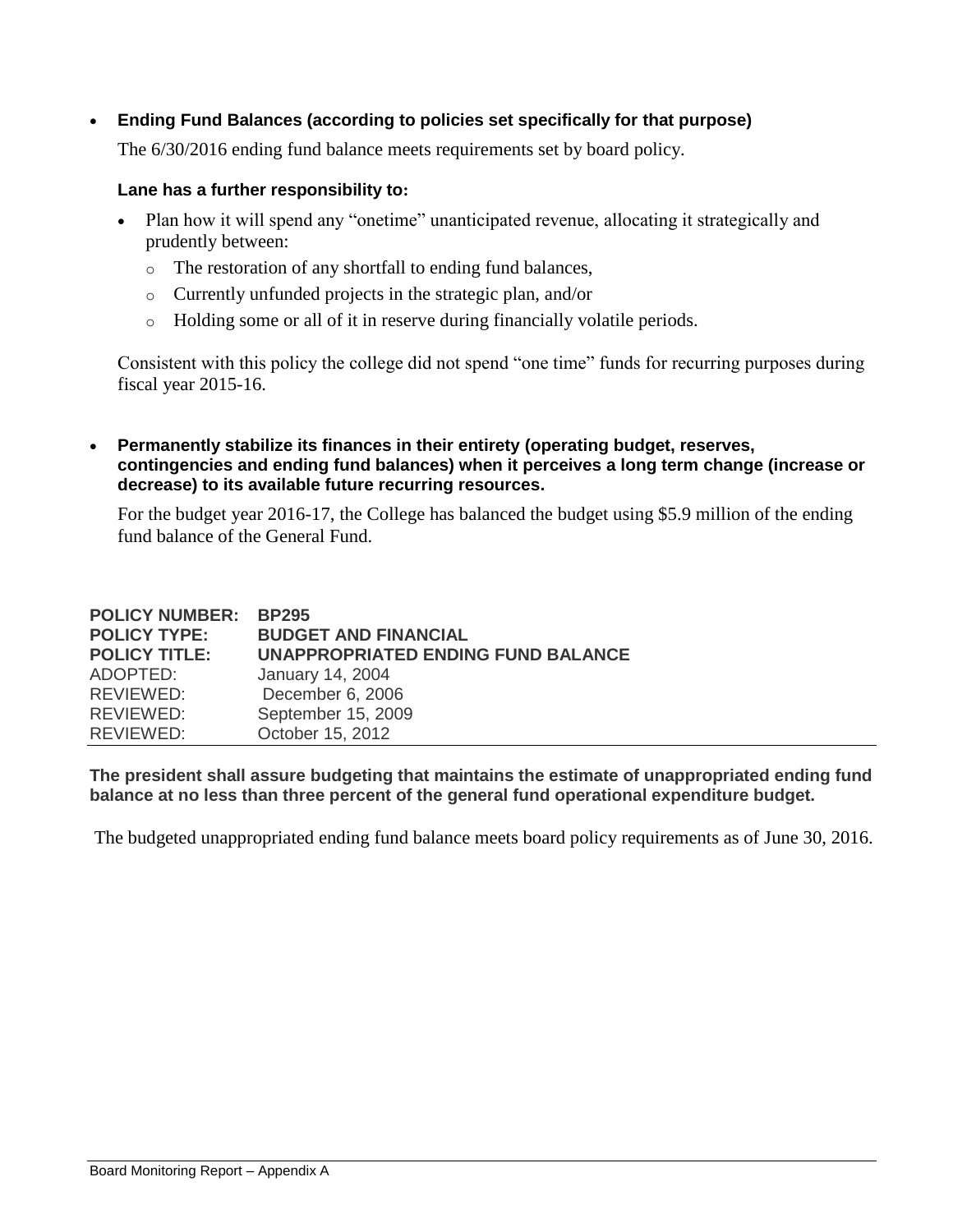- **Ending Fund Balances (according to policies set specifically for that purpose)**

  The 6/30/2016 ending fund balance meets requirements set by board policy.

  **Lane has a further responsibility to:**

  - Plan how it will spend any "onetime" unanticipated revenue, allocating it strategically and prudently between:
    - The restoration of any shortfall to ending fund balances,
    - Currently unfunded projects in the strategic plan, and/or
    - Holding some or all of it in reserve during financially volatile periods.

  Consistent with this policy the college did not spend "one time" funds for recurring purposes during fiscal year 2015-16.

- **Permanently stabilize its finances in their entirety (operating budget, reserves, contingencies and ending fund balances) when it perceives a long term change (increase or decrease) to its available future recurring resources.**

  For the budget year 2016-17, the College has balanced the budget using $5.9 million of the ending fund balance of the General Fund.

**POLICY NUMBER:** **BP295**
**POLICY TYPE:** **BUDGET AND FINANCIAL**
**POLICY TITLE:** **UNAPPROPRIATED ENDING FUND BALANCE**
ADOPTED: January 14, 2004
REVIEWED: December 6, 2006
REVIEWED: September 15, 2009
REVIEWED: October 15, 2012

**The president shall assure budgeting that maintains the estimate of unappropriated ending fund balance at no less than three percent of the general fund operational expenditure budget.**

The budgeted unappropriated ending fund balance meets board policy requirements as of June 30, 2016.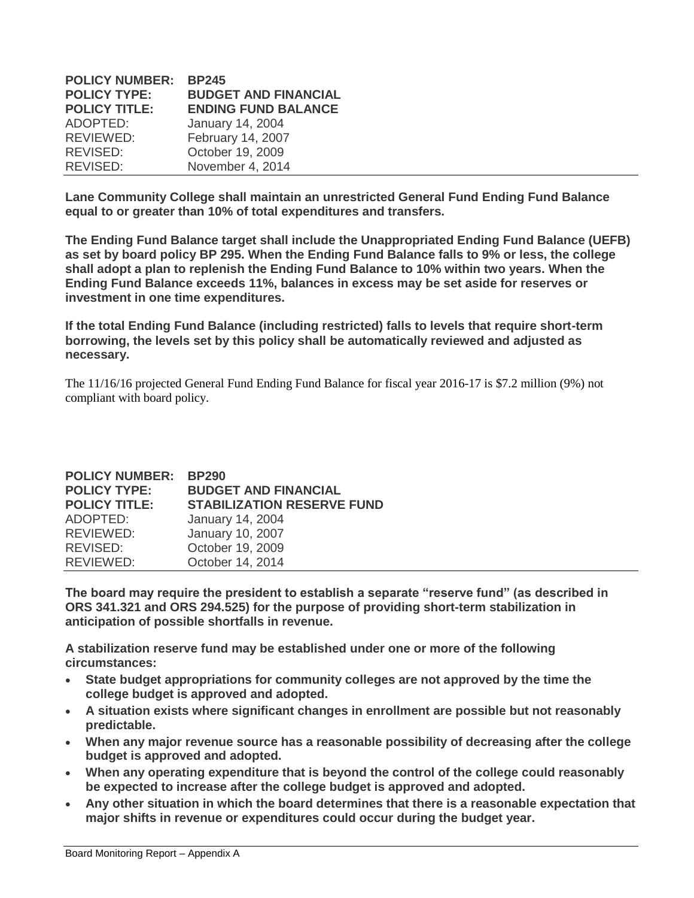| | |
|---|---|
| **POLICY NUMBER:** | **BP245** |
| **POLICY TYPE:** | **BUDGET AND FINANCIAL** |
| **POLICY TITLE:** | **ENDING FUND BALANCE** |
| ADOPTED: | January 14, 2004 |
| REVIEWED: | February 14, 2007 |
| REVISED: | October 19, 2009 |
| REVISED: | November 4, 2014 |

**Lane Community College shall maintain an unrestricted General Fund Ending Fund Balance equal to or greater than 10% of total expenditures and transfers.**

**The Ending Fund Balance target shall include the Unappropriated Ending Fund Balance (UEFB) as set by board policy BP 295. When the Ending Fund Balance falls to 9% or less, the college shall adopt a plan to replenish the Ending Fund Balance to 10% within two years. When the Ending Fund Balance exceeds 11%, balances in excess may be set aside for reserves or investment in one time expenditures.**

**If the total Ending Fund Balance (including restricted) falls to levels that require short-term borrowing, the levels set by this policy shall be automatically reviewed and adjusted as necessary.**

The 11/16/16 projected General Fund Ending Fund Balance for fiscal year 2016-17 is $7.2 million (9%) not compliant with board policy.

| | |
|---|---|
| **POLICY NUMBER:** | **BP290** |
| **POLICY TYPE:** | **BUDGET AND FINANCIAL** |
| **POLICY TITLE:** | **STABILIZATION RESERVE FUND** |
| ADOPTED: | January 14, 2004 |
| REVIEWED: | January 10, 2007 |
| REVISED: | October 19, 2009 |
| REVIEWED: | October 14, 2014 |

**The board may require the president to establish a separate "reserve fund" (as described in ORS 341.321 and ORS 294.525) for the purpose of providing short-term stabilization in anticipation of possible shortfalls in revenue.**

**A stabilization reserve fund may be established under one or more of the following circumstances:**

- **State budget appropriations for community colleges are not approved by the time the college budget is approved and adopted.**
- **A situation exists where significant changes in enrollment are possible but not reasonably predictable.**
- **When any major revenue source has a reasonable possibility of decreasing after the college budget is approved and adopted.**
- **When any operating expenditure that is beyond the control of the college could reasonably be expected to increase after the college budget is approved and adopted.**
- **Any other situation in which the board determines that there is a reasonable expectation that major shifts in revenue or expenditures could occur during the budget year.**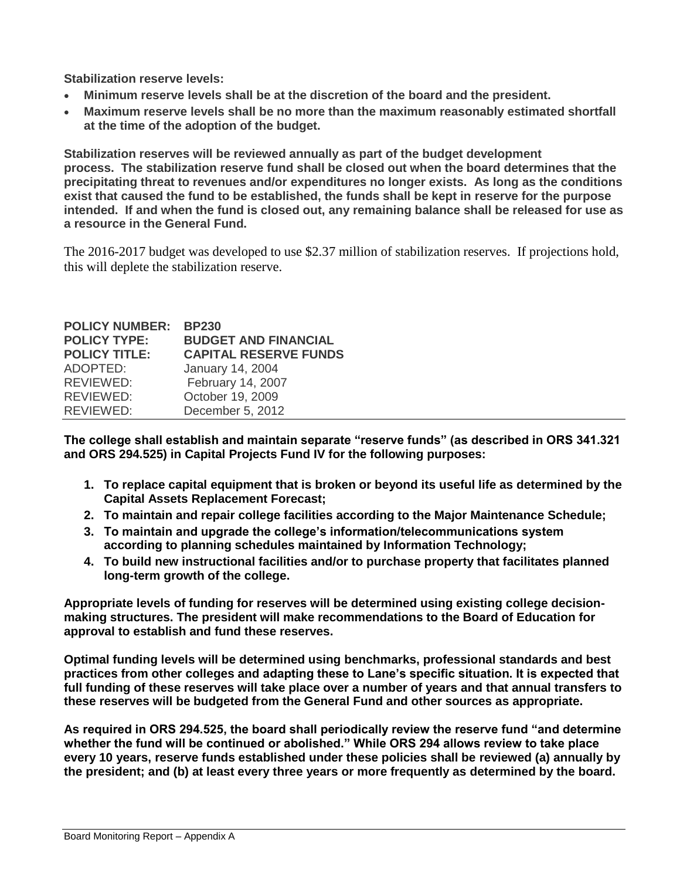**Stabilization reserve levels:**

- **Minimum reserve levels shall be at the discretion of the board and the president.**
- **Maximum reserve levels shall be no more than the maximum reasonably estimated shortfall at the time of the adoption of the budget.**

**Stabilization reserves will be reviewed annually as part of the budget development process. The stabilization reserve fund shall be closed out when the board determines that the precipitating threat to revenues and/or expenditures no longer exists. As long as the conditions exist that caused the fund to be established, the funds shall be kept in reserve for the purpose intended. If and when the fund is closed out, any remaining balance shall be released for use as a resource in the General Fund.**

The 2016-2017 budget was developed to use $2.37 million of stabilization reserves. If projections hold, this will deplete the stabilization reserve.

| | |
|---|---|
| **POLICY NUMBER:** | **BP230** |
| **POLICY TYPE:** | **BUDGET AND FINANCIAL** |
| **POLICY TITLE:** | **CAPITAL RESERVE FUNDS** |
| ADOPTED: | January 14, 2004 |
| REVIEWED: | February 14, 2007 |
| REVIEWED: | October 19, 2009 |
| REVIEWED: | December 5, 2012 |

**The college shall establish and maintain separate "reserve funds" (as described in ORS 341.321 and ORS 294.525) in Capital Projects Fund IV for the following purposes:**

1. **To replace capital equipment that is broken or beyond its useful life as determined by the Capital Assets Replacement Forecast;**
2. **To maintain and repair college facilities according to the Major Maintenance Schedule;**
3. **To maintain and upgrade the college's information/telecommunications system according to planning schedules maintained by Information Technology;**
4. **To build new instructional facilities and/or to purchase property that facilitates planned long-term growth of the college.**

**Appropriate levels of funding for reserves will be determined using existing college decision-making structures. The president will make recommendations to the Board of Education for approval to establish and fund these reserves.**

**Optimal funding levels will be determined using benchmarks, professional standards and best practices from other colleges and adapting these to Lane's specific situation. It is expected that full funding of these reserves will take place over a number of years and that annual transfers to these reserves will be budgeted from the General Fund and other sources as appropriate.**

**As required in ORS 294.525, the board shall periodically review the reserve fund "and determine whether the fund will be continued or abolished." While ORS 294 allows review to take place every 10 years, reserve funds established under these policies shall be reviewed (a) annually by the president; and (b) at least every three years or more frequently as determined by the board.**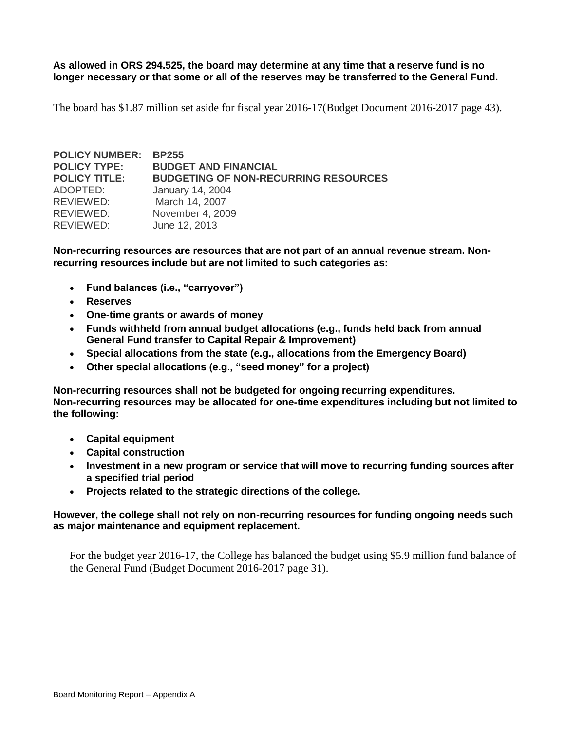**As allowed in ORS 294.525, the board may determine at any time that a reserve fund is no longer necessary or that some or all of the reserves may be transferred to the General Fund.**

The board has $1.87 million set aside for fiscal year 2016-17(Budget Document 2016-2017 page 43).

| | |
|---|---|
| **POLICY NUMBER:** | **BP255** |
| **POLICY TYPE:** | **BUDGET AND FINANCIAL** |
| **POLICY TITLE:** | **BUDGETING OF NON-RECURRING RESOURCES** |
| ADOPTED: | January 14, 2004 |
| REVIEWED: | March 14, 2007 |
| REVIEWED: | November 4, 2009 |
| REVIEWED: | June 12, 2013 |

**Non-recurring resources are resources that are not part of an annual revenue stream. Non-recurring resources include but are not limited to such categories as:**

- **Fund balances (i.e., "carryover")**
- **Reserves**
- **One-time grants or awards of money**
- **Funds withheld from annual budget allocations (e.g., funds held back from annual General Fund transfer to Capital Repair & Improvement)**
- **Special allocations from the state (e.g., allocations from the Emergency Board)**
- **Other special allocations (e.g., "seed money" for a project)**

**Non-recurring resources shall not be budgeted for ongoing recurring expenditures. Non-recurring resources may be allocated for one-time expenditures including but not limited to the following:**

- **Capital equipment**
- **Capital construction**
- **Investment in a new program or service that will move to recurring funding sources after a specified trial period**
- **Projects related to the strategic directions of the college.**

**However, the college shall not rely on non-recurring resources for funding ongoing needs such as major maintenance and equipment replacement.**

For the budget year 2016-17, the College has balanced the budget using $5.9 million fund balance of the General Fund (Budget Document 2016-2017 page 31).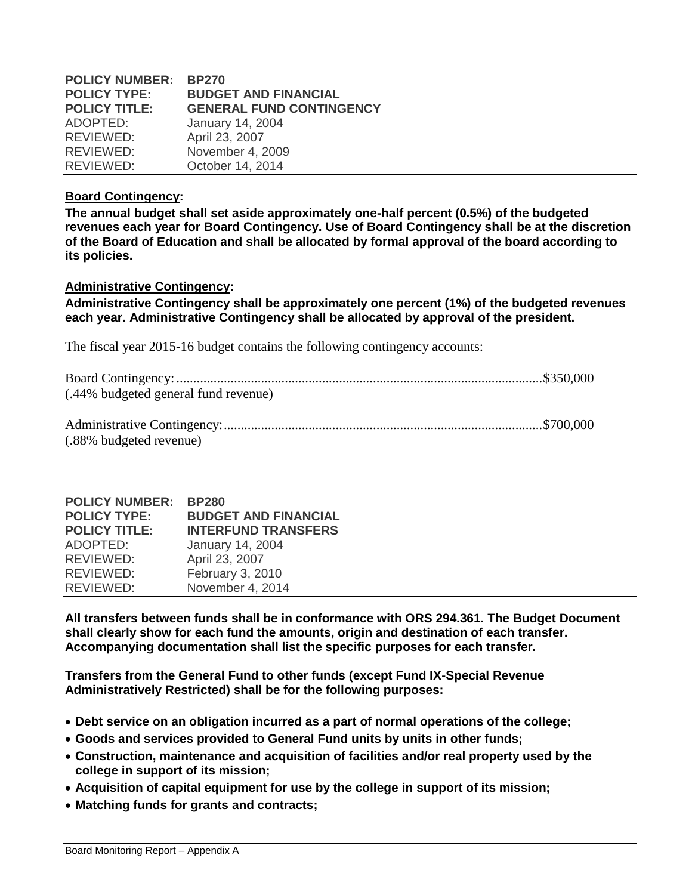**POLICY NUMBER:** **BP270**
**POLICY TYPE:** **BUDGET AND FINANCIAL**
**POLICY TITLE:** **GENERAL FUND CONTINGENCY**
ADOPTED: January 14, 2004
REVIEWED: April 23, 2007
REVIEWED: November 4, 2009
REVIEWED: October 14, 2014

**Board Contingency:**

**The annual budget shall set aside approximately one-half percent (0.5%) of the budgeted revenues each year for Board Contingency. Use of Board Contingency shall be at the discretion of the Board of Education and shall be allocated by formal approval of the board according to its policies.**

**Administrative Contingency:**

**Administrative Contingency shall be approximately one percent (1%) of the budgeted revenues each year. Administrative Contingency shall be allocated by approval of the president.**

The fiscal year 2015-16 budget contains the following contingency accounts:

Board Contingency:..........................................................................................................$350,000
(.44% budgeted general fund revenue)

Administrative Contingency:............................................................................................$700,000
(.88% budgeted revenue)

**POLICY NUMBER:** **BP280**
**POLICY TYPE:** **BUDGET AND FINANCIAL**
**POLICY TITLE:** **INTERFUND TRANSFERS**
ADOPTED: January 14, 2004
REVIEWED: April 23, 2007
REVIEWED: February 3, 2010
REVIEWED: November 4, 2014

**All transfers between funds shall be in conformance with ORS 294.361. The Budget Document shall clearly show for each fund the amounts, origin and destination of each transfer. Accompanying documentation shall list the specific purposes for each transfer.**

**Transfers from the General Fund to other funds (except Fund IX-Special Revenue Administratively Restricted) shall be for the following purposes:**

- **Debt service on an obligation incurred as a part of normal operations of the college;**
- **Goods and services provided to General Fund units by units in other funds;**
- **Construction, maintenance and acquisition of facilities and/or real property used by the college in support of its mission;**
- **Acquisition of capital equipment for use by the college in support of its mission;**
- **Matching funds for grants and contracts;**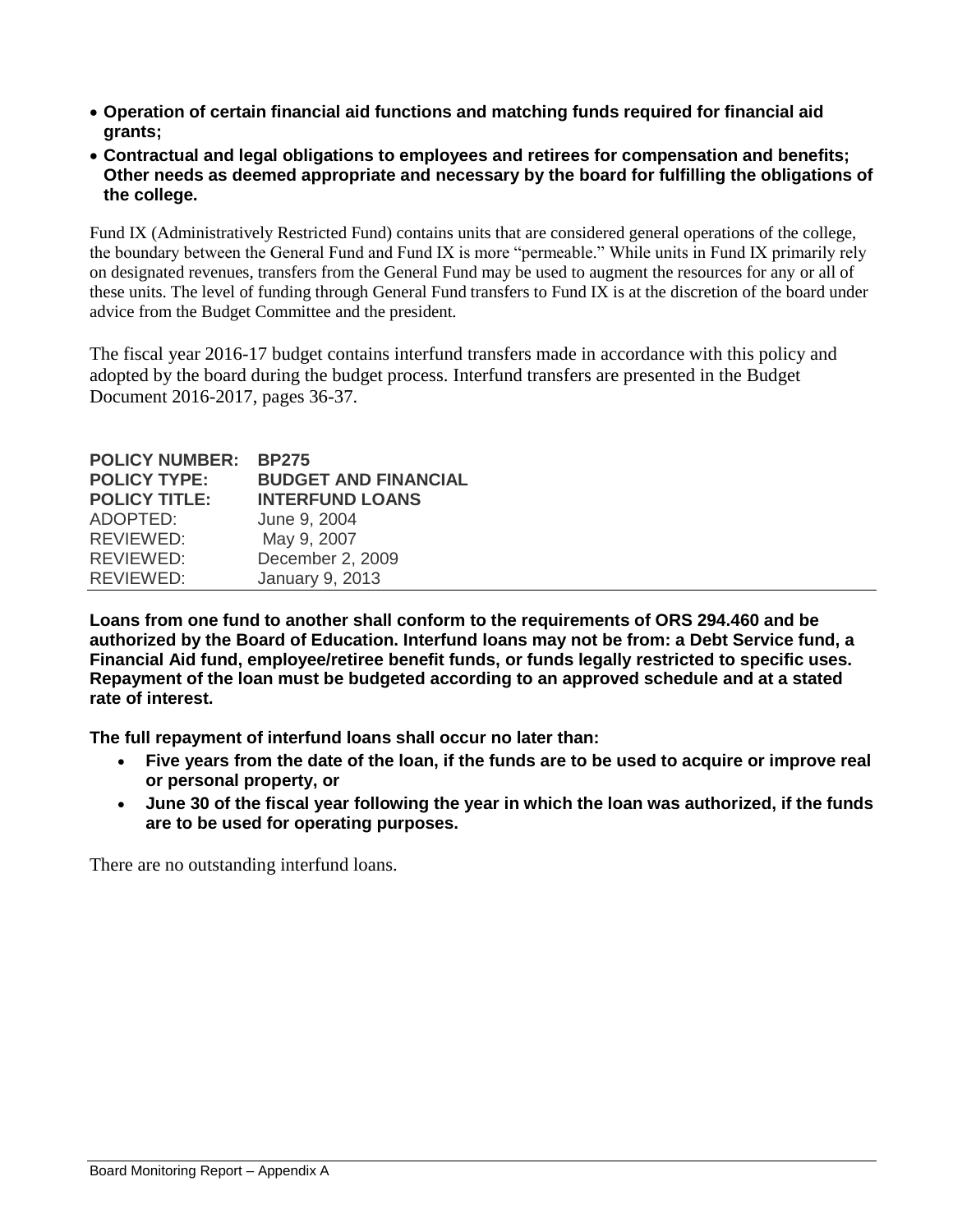- **Operation of certain financial aid functions and matching funds required for financial aid grants;**
- **Contractual and legal obligations to employees and retirees for compensation and benefits; Other needs as deemed appropriate and necessary by the board for fulfilling the obligations of the college.**

Fund IX (Administratively Restricted Fund) contains units that are considered general operations of the college, the boundary between the General Fund and Fund IX is more "permeable." While units in Fund IX primarily rely on designated revenues, transfers from the General Fund may be used to augment the resources for any or all of these units. The level of funding through General Fund transfers to Fund IX is at the discretion of the board under advice from the Budget Committee and the president.

The fiscal year 2016-17 budget contains interfund transfers made in accordance with this policy and adopted by the board during the budget process. Interfund transfers are presented in the Budget Document 2016-2017, pages 36-37.

**POLICY NUMBER:** **BP275**
**POLICY TYPE:** **BUDGET AND FINANCIAL**
**POLICY TITLE:** **INTERFUND LOANS**
ADOPTED: June 9, 2004
REVIEWED: May 9, 2007
REVIEWED: December 2, 2009
REVIEWED: January 9, 2013

**Loans from one fund to another shall conform to the requirements of ORS 294.460 and be authorized by the Board of Education. Interfund loans may not be from: a Debt Service fund, a Financial Aid fund, employee/retiree benefit funds, or funds legally restricted to specific uses. Repayment of the loan must be budgeted according to an approved schedule and at a stated rate of interest.**

**The full repayment of interfund loans shall occur no later than:**

- **Five years from the date of the loan, if the funds are to be used to acquire or improve real or personal property, or**
- **June 30 of the fiscal year following the year in which the loan was authorized, if the funds are to be used for operating purposes.**

There are no outstanding interfund loans.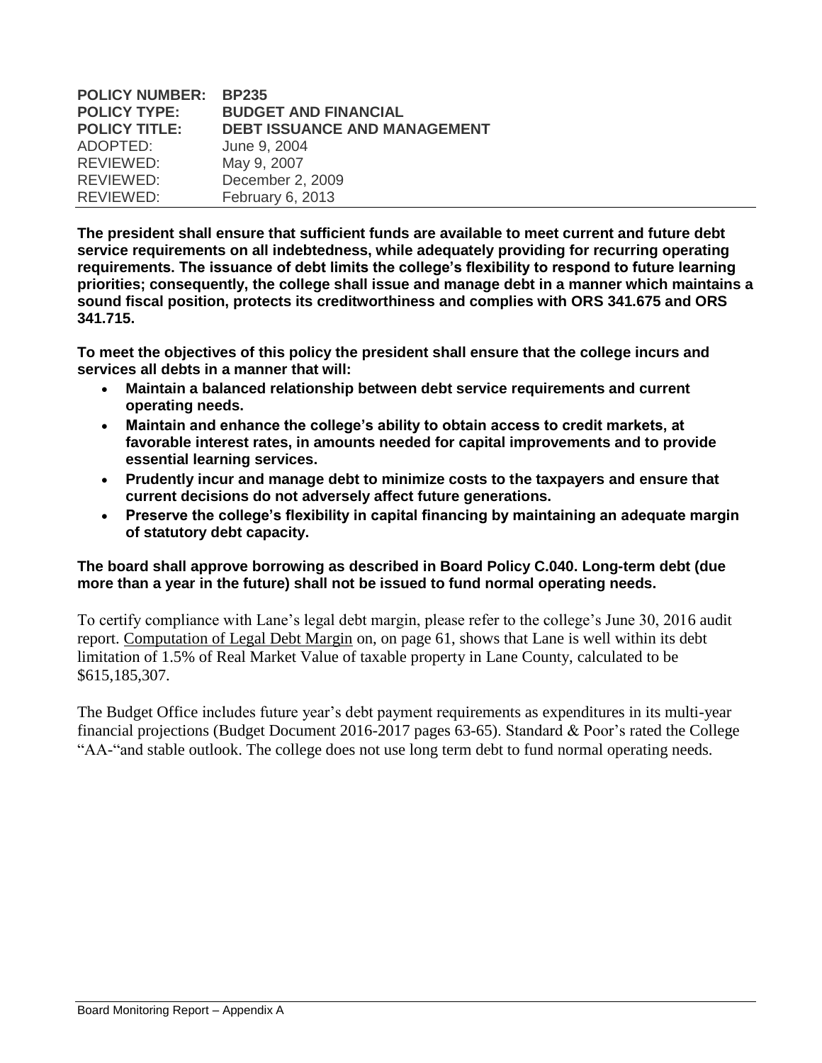**POLICY NUMBER:** **BP235**
**POLICY TYPE:** **BUDGET AND FINANCIAL**
**POLICY TITLE:** **DEBT ISSUANCE AND MANAGEMENT**
ADOPTED: June 9, 2004
REVIEWED: May 9, 2007
REVIEWED: December 2, 2009
REVIEWED: February 6, 2013

**The president shall ensure that sufficient funds are available to meet current and future debt service requirements on all indebtedness, while adequately providing for recurring operating requirements. The issuance of debt limits the college's flexibility to respond to future learning priorities; consequently, the college shall issue and manage debt in a manner which maintains a sound fiscal position, protects its creditworthiness and complies with ORS 341.675 and ORS 341.715.**

**To meet the objectives of this policy the president shall ensure that the college incurs and services all debts in a manner that will:**

- **Maintain a balanced relationship between debt service requirements and current operating needs.**
- **Maintain and enhance the college's ability to obtain access to credit markets, at favorable interest rates, in amounts needed for capital improvements and to provide essential learning services.**
- **Prudently incur and manage debt to minimize costs to the taxpayers and ensure that current decisions do not adversely affect future generations.**
- **Preserve the college's flexibility in capital financing by maintaining an adequate margin of statutory debt capacity.**

**The board shall approve borrowing as described in Board Policy C.040. Long-term debt (due more than a year in the future) shall not be issued to fund normal operating needs.**

To certify compliance with Lane's legal debt margin, please refer to the college's June 30, 2016 audit report. Computation of Legal Debt Margin on, on page 61, shows that Lane is well within its debt limitation of 1.5% of Real Market Value of taxable property in Lane County, calculated to be $615,185,307.

The Budget Office includes future year's debt payment requirements as expenditures in its multi-year financial projections (Budget Document 2016-2017 pages 63-65). Standard & Poor's rated the College "AA-"and stable outlook. The college does not use long term debt to fund normal operating needs.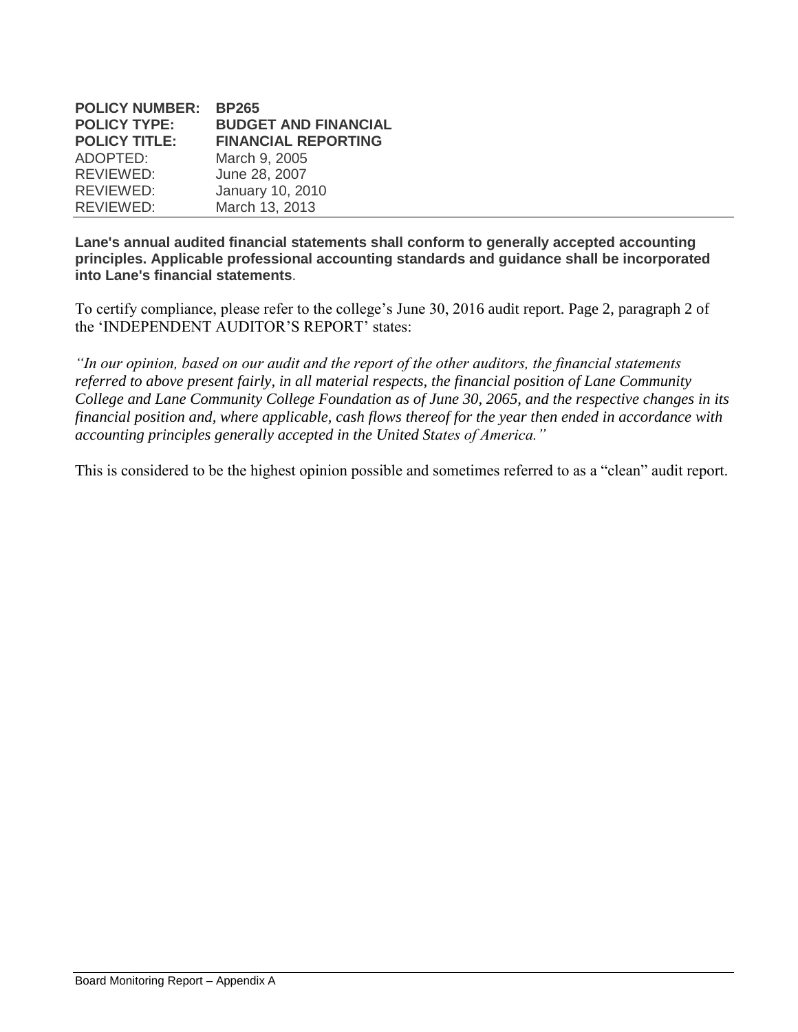**POLICY NUMBER: BP265**
**POLICY TYPE: BUDGET AND FINANCIAL**
**POLICY TITLE: FINANCIAL REPORTING**
ADOPTED: March 9, 2005
REVIEWED: June 28, 2007
REVIEWED: January 10, 2010
REVIEWED: March 13, 2013

---

**Lane's annual audited financial statements shall conform to generally accepted accounting principles. Applicable professional accounting standards and guidance shall be incorporated into Lane's financial statements**.

To certify compliance, please refer to the college's June 30, 2016 audit report. Page 2, paragraph 2 of the 'INDEPENDENT AUDITOR'S REPORT' states:

*"In our opinion, based on our audit and the report of the other auditors, the financial statements referred to above present fairly, in all material respects, the financial position of Lane Community College and Lane Community College Foundation as of June 30, 2065, and the respective changes in its financial position and, where applicable, cash flows thereof for the year then ended in accordance with accounting principles generally accepted in the United States of America."*

This is considered to be the highest opinion possible and sometimes referred to as a "clean" audit report.

Board Monitoring Report – Appendix A